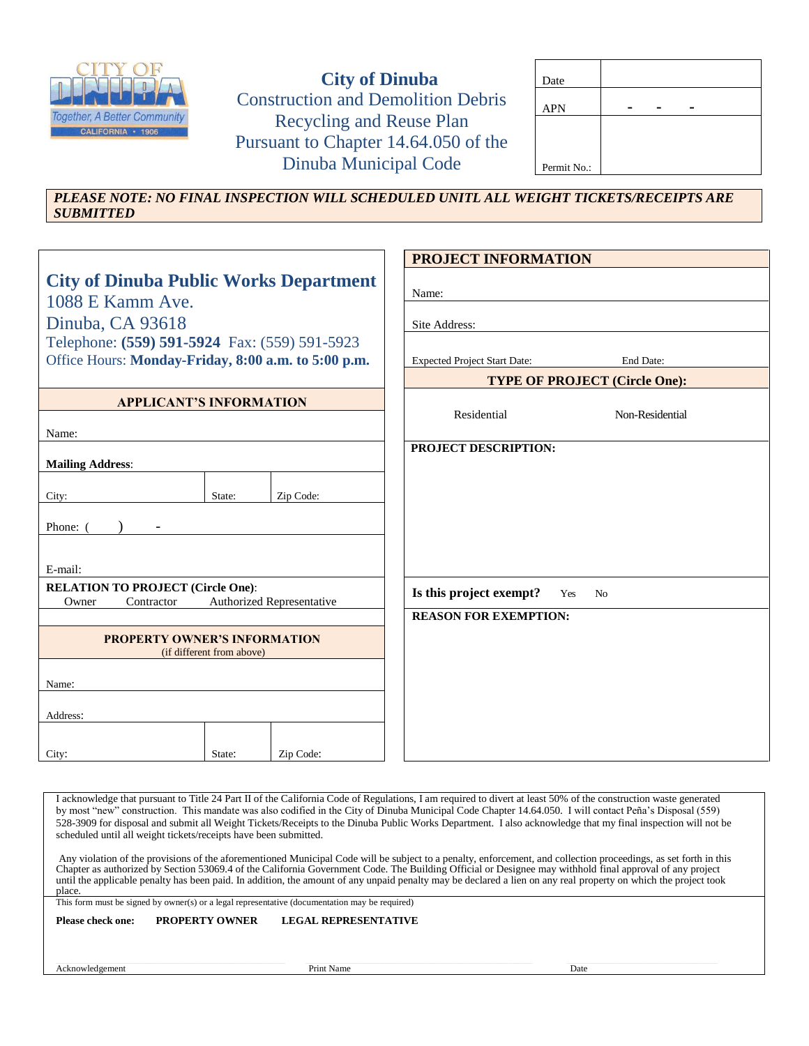# City of Dinuba

## Construction and Demolition Debris Recycling and Reuse Plan Pursuant to Chapter 14.64.050 of the Dinuba Municipal Code

| Date | |
|---|---|
| APN | - - - |
| Permit No.: | |

***PLEASE NOTE: NO FINAL INSPECTION WILL SCHEDULED UNITL ALL WEIGHT TICKETS/RECEIPTS ARE SUBMITTED***

## City of Dinuba Public Works Department

1088 E Kamm Ave.
Dinuba, CA 93618
Telephone: **(559) 591-5924** Fax: (559) 591-5923
Office Hours: **Monday-Friday, 8:00 a.m. to 5:00 p.m.**

### APPLICANT'S INFORMATION

Name:

**Mailing Address**:

| City: | State: | Zip Code: |
|---|---|---|

Phone: ( ) -

E-mail:

**RELATION TO PROJECT (Circle One)**:
Owner Contractor Authorized Representative

### PROPERTY OWNER'S INFORMATION
(if different from above)

Name:

Address:

| City: | State: | Zip Code: |
|---|---|---|

### PROJECT INFORMATION

Name:

Site Address:

Expected Project Start Date: End Date:

**TYPE OF PROJECT (Circle One):**

Residential Non-Residential

**PROJECT DESCRIPTION:**

**Is this project exempt?** Yes No

**REASON FOR EXEMPTION:**

I acknowledge that pursuant to Title 24 Part II of the California Code of Regulations, I am required to divert at least 50% of the construction waste generated by most "new" construction. This mandate was also codified in the City of Dinuba Municipal Code Chapter 14.64.050. I will contact Peña's Disposal (559) 528-3909 for disposal and submit all Weight Tickets/Receipts to the Dinuba Public Works Department. I also acknowledge that my final inspection will not be scheduled until all weight tickets/receipts have been submitted.

Any violation of the provisions of the aforementioned Municipal Code will be subject to a penalty, enforcement, and collection proceedings, as set forth in this Chapter as authorized by Section 53069.4 of the California Government Code. The Building Official or Designee may withhold final approval of any project until the applicable penalty has been paid. In addition, the amount of any unpaid penalty may be declared a lien on any real property on which the project took place.

This form must be signed by owner(s) or a legal representative (documentation may be required)

**Please check one:** **PROPERTY OWNER** **LEGAL REPRESENTATIVE**

| Acknowledgement | Print Name | Date |
|---|---|---|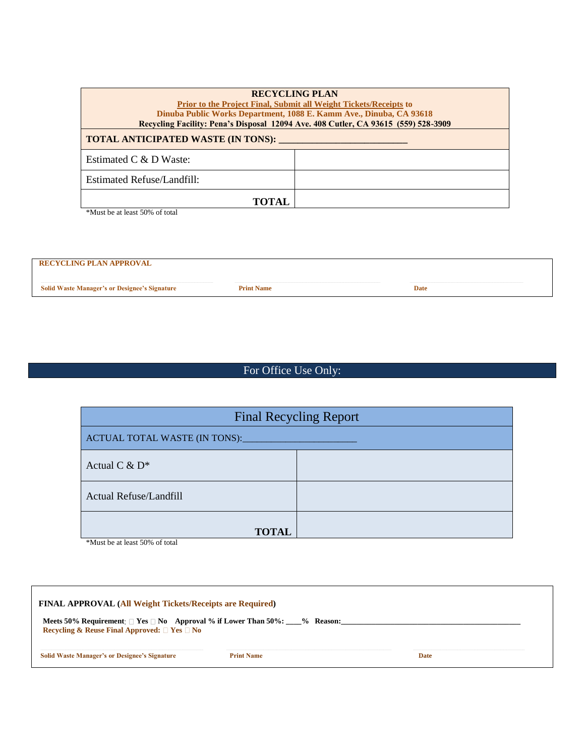## RECYCLING PLAN

**Prior to the Project Final, Submit all Weight Tickets/Receipts to**
**Dinuba Public Works Department, 1088 E. Kamm Ave., Dinuba, CA 93618**
**Recycling Facility: Pena's Disposal 12094 Ave. 408 Cutler, CA 93615 (559) 528-3909**

**TOTAL ANTICIPATED WASTE (IN TONS): ___________________________**

| | |
|---|---|
| Estimated C & D Waste: | |
| Estimated Refuse/Landfill: | |
| **TOTAL** | |

*Must be at least 50% of total

**RECYCLING PLAN APPROVAL**

| | | |
|---|---|---|
| **Solid Waste Manager's or Designee's Signature** | **Print Name** | **Date** |

## For Office Use Only:

### Final Recycling Report

ACTUAL TOTAL WASTE (IN TONS):________________________

| | |
|---|---|
| Actual C & D* | |
| Actual Refuse/Landfill | |
| **TOTAL** | |

*Must be at least 50% of total

**FINAL APPROVAL (All Weight Tickets/Receipts are Required)**

**Meets 50% Requirement**: ☐ **Yes** ☐ **No** **Approval % if Lower Than 50%: ____% Reason:______________________________________________**
**Recycling & Reuse Final Approved:** ☐ **Yes** ☐ **No**

| | | |
|---|---|---|
| **Solid Waste Manager's or Designee's Signature** | **Print Name** | **Date** |